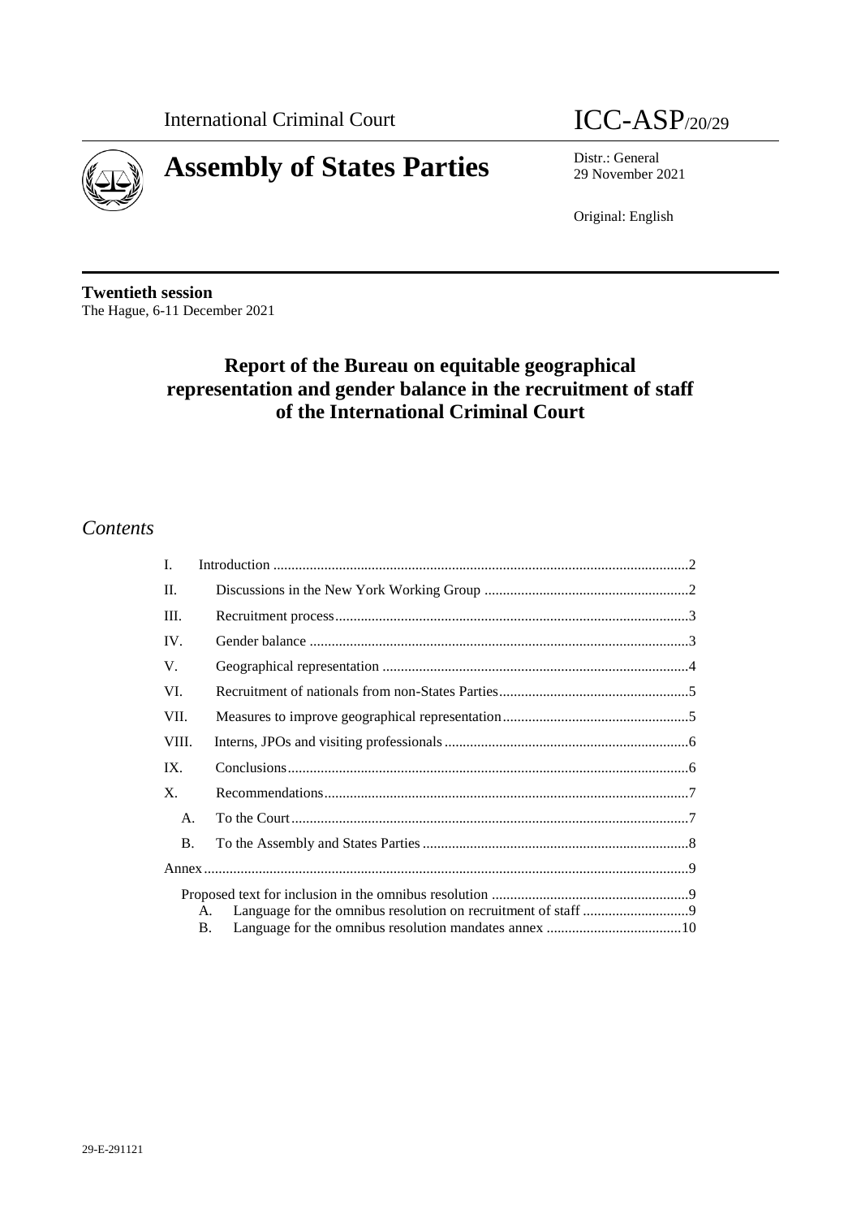International Criminal Court

# ICC-ASP/20/29

# Assembly of States Parties

Distr.: General
29 November 2021

Original: English

**Twentieth session**
The Hague, 6-11 December 2021

## Report of the Bureau on equitable geographical representation and gender balance in the recruitment of staff of the International Criminal Court

## *Contents*

| | | |
|---|---|---|
| I. | Introduction | 2 |
| II. | Discussions in the New York Working Group | 2 |
| III. | Recruitment process | 3 |
| IV. | Gender balance | 3 |
| V. | Geographical representation | 4 |
| VI. | Recruitment of nationals from non-States Parties | 5 |
| VII. | Measures to improve geographical representation | 5 |
| VIII. | Interns, JPOs and visiting professionals | 6 |
| IX. | Conclusions | 6 |
| X. | Recommendations | 7 |
| A. | To the Court | 7 |
| B. | To the Assembly and States Parties | 8 |
| Annex | | 9 |
| | Proposed text for inclusion in the omnibus resolution | 9 |
| A. | Language for the omnibus resolution on recruitment of staff | 9 |
| B. | Language for the omnibus resolution mandates annex | 10 |

29-E-291121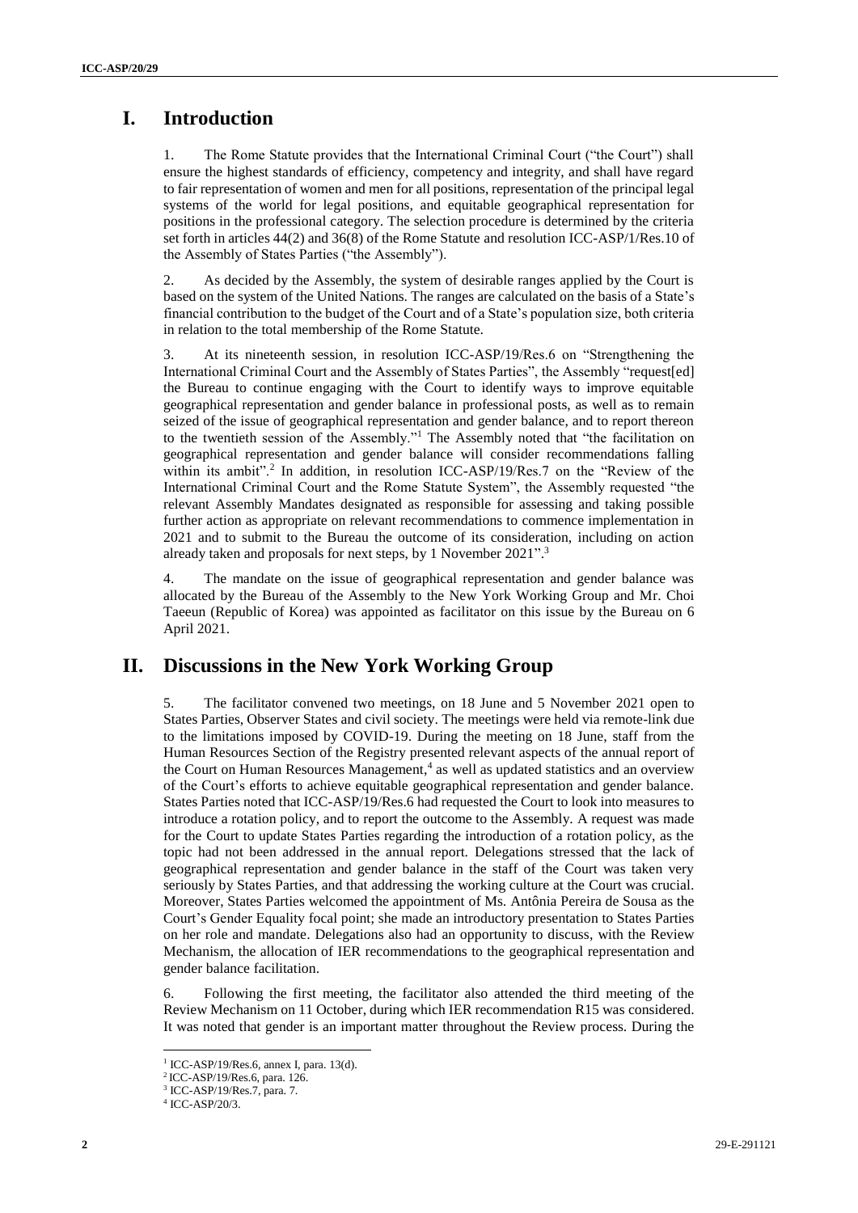# I. Introduction

1. The Rome Statute provides that the International Criminal Court ("the Court") shall ensure the highest standards of efficiency, competency and integrity, and shall have regard to fair representation of women and men for all positions, representation of the principal legal systems of the world for legal positions, and equitable geographical representation for positions in the professional category. The selection procedure is determined by the criteria set forth in articles 44(2) and 36(8) of the Rome Statute and resolution ICC-ASP/1/Res.10 of the Assembly of States Parties ("the Assembly").

2. As decided by the Assembly, the system of desirable ranges applied by the Court is based on the system of the United Nations. The ranges are calculated on the basis of a State's financial contribution to the budget of the Court and of a State's population size, both criteria in relation to the total membership of the Rome Statute.

3. At its nineteenth session, in resolution ICC-ASP/19/Res.6 on "Strengthening the International Criminal Court and the Assembly of States Parties", the Assembly "request[ed] the Bureau to continue engaging with the Court to identify ways to improve equitable geographical representation and gender balance in professional posts, as well as to remain seized of the issue of geographical representation and gender balance, and to report thereon to the twentieth session of the Assembly."[1] The Assembly noted that "the facilitation on geographical representation and gender balance will consider recommendations falling within its ambit".[2] In addition, in resolution ICC-ASP/19/Res.7 on the "Review of the International Criminal Court and the Rome Statute System", the Assembly requested "the relevant Assembly Mandates designated as responsible for assessing and taking possible further action as appropriate on relevant recommendations to commence implementation in 2021 and to submit to the Bureau the outcome of its consideration, including on action already taken and proposals for next steps, by 1 November 2021".[3]

4. The mandate on the issue of geographical representation and gender balance was allocated by the Bureau of the Assembly to the New York Working Group and Mr. Choi Taeeun (Republic of Korea) was appointed as facilitator on this issue by the Bureau on 6 April 2021.

# II. Discussions in the New York Working Group

5. The facilitator convened two meetings, on 18 June and 5 November 2021 open to States Parties, Observer States and civil society. The meetings were held via remote-link due to the limitations imposed by COVID-19. During the meeting on 18 June, staff from the Human Resources Section of the Registry presented relevant aspects of the annual report of the Court on Human Resources Management,[4] as well as updated statistics and an overview of the Court's efforts to achieve equitable geographical representation and gender balance. States Parties noted that ICC-ASP/19/Res.6 had requested the Court to look into measures to introduce a rotation policy, and to report the outcome to the Assembly. A request was made for the Court to update States Parties regarding the introduction of a rotation policy, as the topic had not been addressed in the annual report. Delegations stressed that the lack of geographical representation and gender balance in the staff of the Court was taken very seriously by States Parties, and that addressing the working culture at the Court was crucial. Moreover, States Parties welcomed the appointment of Ms. Antônia Pereira de Sousa as the Court's Gender Equality focal point; she made an introductory presentation to States Parties on her role and mandate. Delegations also had an opportunity to discuss, with the Review Mechanism, the allocation of IER recommendations to the geographical representation and gender balance facilitation.

6. Following the first meeting, the facilitator also attended the third meeting of the Review Mechanism on 11 October, during which IER recommendation R15 was considered. It was noted that gender is an important matter throughout the Review process. During the

[1] ICC-ASP/19/Res.6, annex I, para. 13(d).
[2] ICC-ASP/19/Res.6, para. 126.
[3] ICC-ASP/19/Res.7, para. 7.
[4] ICC-ASP/20/3.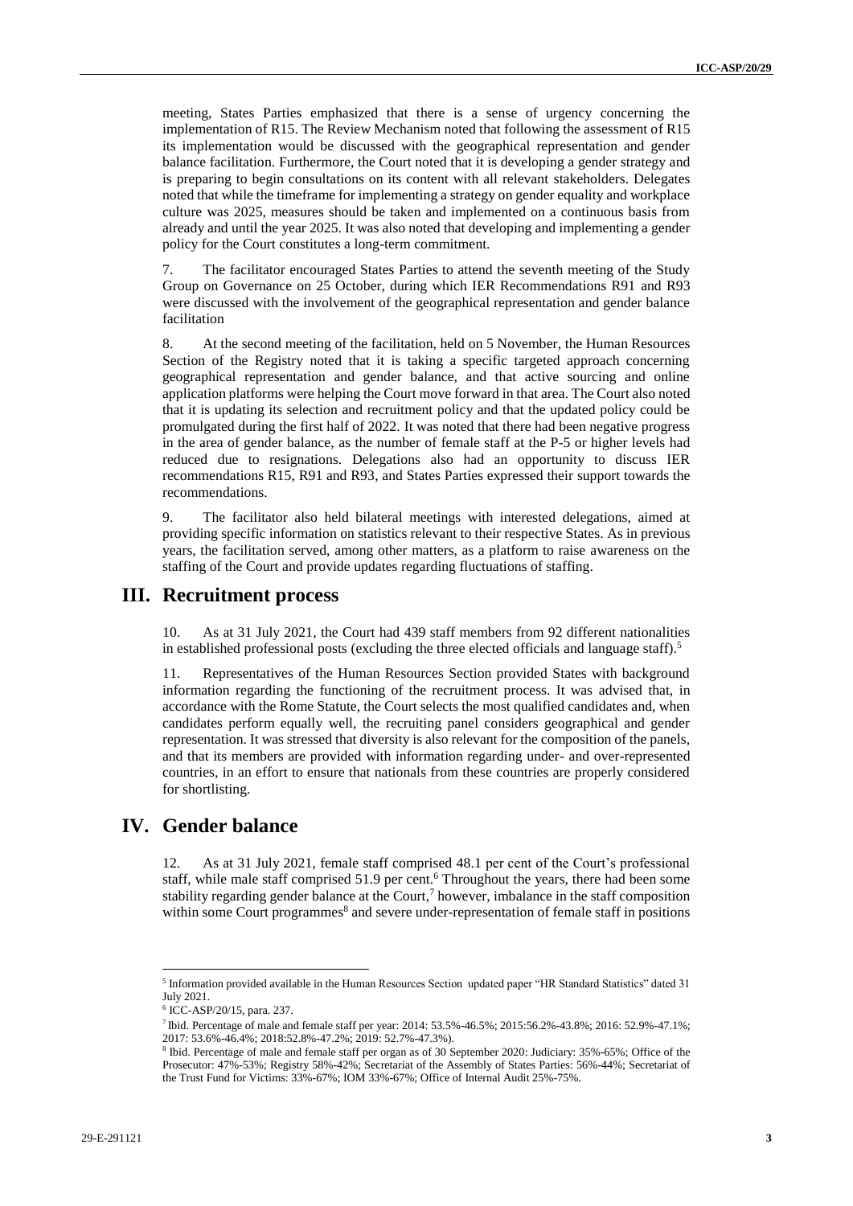meeting, States Parties emphasized that there is a sense of urgency concerning the implementation of R15. The Review Mechanism noted that following the assessment of R15 its implementation would be discussed with the geographical representation and gender balance facilitation. Furthermore, the Court noted that it is developing a gender strategy and is preparing to begin consultations on its content with all relevant stakeholders. Delegates noted that while the timeframe for implementing a strategy on gender equality and workplace culture was 2025, measures should be taken and implemented on a continuous basis from already and until the year 2025. It was also noted that developing and implementing a gender policy for the Court constitutes a long-term commitment.

7. The facilitator encouraged States Parties to attend the seventh meeting of the Study Group on Governance on 25 October, during which IER Recommendations R91 and R93 were discussed with the involvement of the geographical representation and gender balance facilitation

8. At the second meeting of the facilitation, held on 5 November, the Human Resources Section of the Registry noted that it is taking a specific targeted approach concerning geographical representation and gender balance, and that active sourcing and online application platforms were helping the Court move forward in that area. The Court also noted that it is updating its selection and recruitment policy and that the updated policy could be promulgated during the first half of 2022. It was noted that there had been negative progress in the area of gender balance, as the number of female staff at the P-5 or higher levels had reduced due to resignations. Delegations also had an opportunity to discuss IER recommendations R15, R91 and R93, and States Parties expressed their support towards the recommendations.

9. The facilitator also held bilateral meetings with interested delegations, aimed at providing specific information on statistics relevant to their respective States. As in previous years, the facilitation served, among other matters, as a platform to raise awareness on the staffing of the Court and provide updates regarding fluctuations of staffing.

# III. Recruitment process

10. As at 31 July 2021, the Court had 439 staff members from 92 different nationalities in established professional posts (excluding the three elected officials and language staff).[5]

11. Representatives of the Human Resources Section provided States with background information regarding the functioning of the recruitment process. It was advised that, in accordance with the Rome Statute, the Court selects the most qualified candidates and, when candidates perform equally well, the recruiting panel considers geographical and gender representation. It was stressed that diversity is also relevant for the composition of the panels, and that its members are provided with information regarding under- and over-represented countries, in an effort to ensure that nationals from these countries are properly considered for shortlisting.

# IV. Gender balance

12. As at 31 July 2021, female staff comprised 48.1 per cent of the Court's professional staff, while male staff comprised 51.9 per cent.[6] Throughout the years, there had been some stability regarding gender balance at the Court,[7] however, imbalance in the staff composition within some Court programmes[8] and severe under-representation of female staff in positions

---

[5] Information provided available in the Human Resources Section updated paper "HR Standard Statistics" dated 31 July 2021.

[6] ICC-ASP/20/15, para. 237.

[7] Ibid. Percentage of male and female staff per year: 2014: 53.5%-46.5%; 2015:56.2%-43.8%; 2016: 52.9%-47.1%; 2017: 53.6%-46.4%; 2018:52.8%-47.2%; 2019: 52.7%-47.3%).

[8] Ibid. Percentage of male and female staff per organ as of 30 September 2020: Judiciary: 35%-65%; Office of the Prosecutor: 47%-53%; Registry 58%-42%; Secretariat of the Assembly of States Parties: 56%-44%; Secretariat of the Trust Fund for Victims: 33%-67%; IOM 33%-67%; Office of Internal Audit 25%-75%.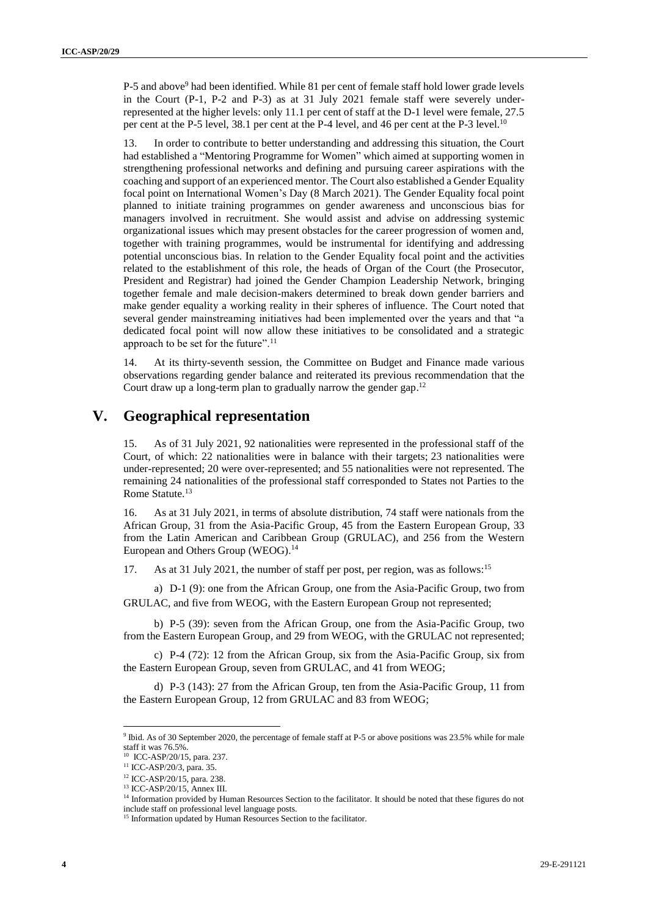P-5 and above[9] had been identified. While 81 per cent of female staff hold lower grade levels in the Court (P-1, P-2 and P-3) as at 31 July 2021 female staff were severely under-represented at the higher levels: only 11.1 per cent of staff at the D-1 level were female, 27.5 per cent at the P-5 level, 38.1 per cent at the P-4 level, and 46 per cent at the P-3 level.[10]

13. In order to contribute to better understanding and addressing this situation, the Court had established a "Mentoring Programme for Women" which aimed at supporting women in strengthening professional networks and defining and pursuing career aspirations with the coaching and support of an experienced mentor. The Court also established a Gender Equality focal point on International Women's Day (8 March 2021). The Gender Equality focal point planned to initiate training programmes on gender awareness and unconscious bias for managers involved in recruitment. She would assist and advise on addressing systemic organizational issues which may present obstacles for the career progression of women and, together with training programmes, would be instrumental for identifying and addressing potential unconscious bias. In relation to the Gender Equality focal point and the activities related to the establishment of this role, the heads of Organ of the Court (the Prosecutor, President and Registrar) had joined the Gender Champion Leadership Network, bringing together female and male decision-makers determined to break down gender barriers and make gender equality a working reality in their spheres of influence. The Court noted that several gender mainstreaming initiatives had been implemented over the years and that "a dedicated focal point will now allow these initiatives to be consolidated and a strategic approach to be set for the future".[11]

14. At its thirty-seventh session, the Committee on Budget and Finance made various observations regarding gender balance and reiterated its previous recommendation that the Court draw up a long-term plan to gradually narrow the gender gap.[12]

# V. Geographical representation

15. As of 31 July 2021, 92 nationalities were represented in the professional staff of the Court, of which: 22 nationalities were in balance with their targets; 23 nationalities were under-represented; 20 were over-represented; and 55 nationalities were not represented. The remaining 24 nationalities of the professional staff corresponded to States not Parties to the Rome Statute.[13]

16. As at 31 July 2021, in terms of absolute distribution, 74 staff were nationals from the African Group, 31 from the Asia-Pacific Group, 45 from the Eastern European Group, 33 from the Latin American and Caribbean Group (GRULAC), and 256 from the Western European and Others Group (WEOG).[14]

17. As at 31 July 2021, the number of staff per post, per region, was as follows:[15]

a) D-1 (9): one from the African Group, one from the Asia-Pacific Group, two from GRULAC, and five from WEOG, with the Eastern European Group not represented;

b) P-5 (39): seven from the African Group, one from the Asia-Pacific Group, two from the Eastern European Group, and 29 from WEOG, with the GRULAC not represented;

c) P-4 (72): 12 from the African Group, six from the Asia-Pacific Group, six from the Eastern European Group, seven from GRULAC, and 41 from WEOG;

d) P-3 (143): 27 from the African Group, ten from the Asia-Pacific Group, 11 from the Eastern European Group, 12 from GRULAC and 83 from WEOG;

---

[9] Ibid. As of 30 September 2020, the percentage of female staff at P-5 or above positions was 23.5% while for male staff it was 76.5%.

[10] ICC-ASP/20/15, para. 237.

[11] ICC-ASP/20/3, para. 35.

[12] ICC-ASP/20/15, para. 238.

[13] ICC-ASP/20/15, Annex III.

[14] Information provided by Human Resources Section to the facilitator. It should be noted that these figures do not include staff on professional level language posts.

[15] Information updated by Human Resources Section to the facilitator.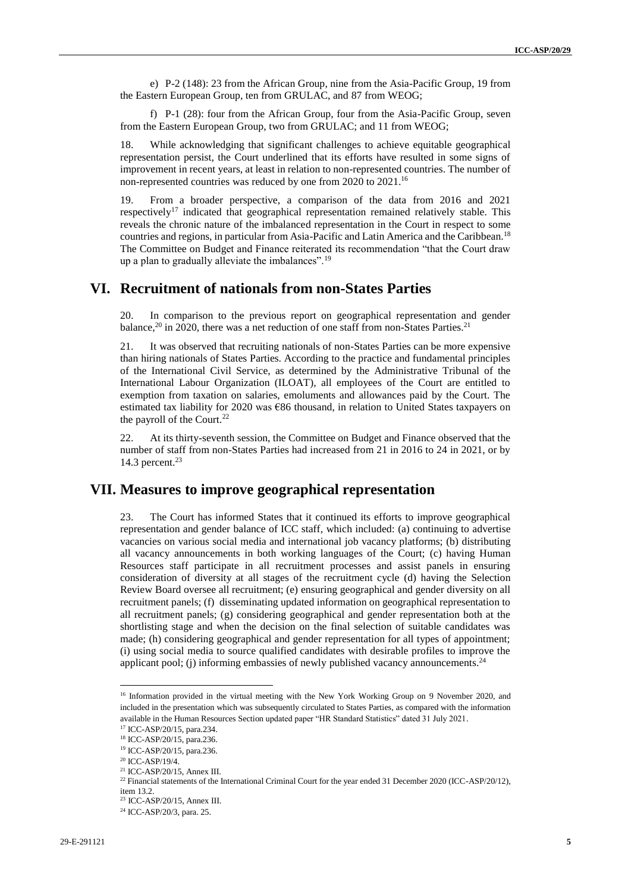e) P-2 (148): 23 from the African Group, nine from the Asia-Pacific Group, 19 from the Eastern European Group, ten from GRULAC, and 87 from WEOG;

f) P-1 (28): four from the African Group, four from the Asia-Pacific Group, seven from the Eastern European Group, two from GRULAC; and 11 from WEOG;

18. While acknowledging that significant challenges to achieve equitable geographical representation persist, the Court underlined that its efforts have resulted in some signs of improvement in recent years, at least in relation to non-represented countries. The number of non-represented countries was reduced by one from 2020 to 2021.[16]

19. From a broader perspective, a comparison of the data from 2016 and 2021 respectively[17] indicated that geographical representation remained relatively stable. This reveals the chronic nature of the imbalanced representation in the Court in respect to some countries and regions, in particular from Asia-Pacific and Latin America and the Caribbean.[18] The Committee on Budget and Finance reiterated its recommendation "that the Court draw up a plan to gradually alleviate the imbalances".[19]

# VI. Recruitment of nationals from non-States Parties

20. In comparison to the previous report on geographical representation and gender balance,[20] in 2020, there was a net reduction of one staff from non-States Parties.[21]

21. It was observed that recruiting nationals of non-States Parties can be more expensive than hiring nationals of States Parties. According to the practice and fundamental principles of the International Civil Service, as determined by the Administrative Tribunal of the International Labour Organization (ILOAT), all employees of the Court are entitled to exemption from taxation on salaries, emoluments and allowances paid by the Court. The estimated tax liability for 2020 was €86 thousand, in relation to United States taxpayers on the payroll of the Court.[22]

22. At its thirty-seventh session, the Committee on Budget and Finance observed that the number of staff from non-States Parties had increased from 21 in 2016 to 24 in 2021, or by 14.3 percent.[23]

# VII. Measures to improve geographical representation

23. The Court has informed States that it continued its efforts to improve geographical representation and gender balance of ICC staff, which included: (a) continuing to advertise vacancies on various social media and international job vacancy platforms; (b) distributing all vacancy announcements in both working languages of the Court; (c) having Human Resources staff participate in all recruitment processes and assist panels in ensuring consideration of diversity at all stages of the recruitment cycle (d) having the Selection Review Board oversee all recruitment; (e) ensuring geographical and gender diversity on all recruitment panels; (f) disseminating updated information on geographical representation to all recruitment panels; (g) considering geographical and gender representation both at the shortlisting stage and when the decision on the final selection of suitable candidates was made; (h) considering geographical and gender representation for all types of appointment; (i) using social media to source qualified candidates with desirable profiles to improve the applicant pool; (j) informing embassies of newly published vacancy announcements.[24]

---

[16] Information provided in the virtual meeting with the New York Working Group on 9 November 2020, and included in the presentation which was subsequently circulated to States Parties, as compared with the information available in the Human Resources Section updated paper "HR Standard Statistics" dated 31 July 2021.

[17] ICC-ASP/20/15, para.234.

[18] ICC-ASP/20/15, para.236.

[19] ICC-ASP/20/15, para.236.

[20] ICC-ASP/19/4.

[21] ICC-ASP/20/15, Annex III.

[22] Financial statements of the International Criminal Court for the year ended 31 December 2020 (ICC-ASP/20/12), item 13.2.

[23] ICC-ASP/20/15, Annex III.

[24] ICC-ASP/20/3, para. 25.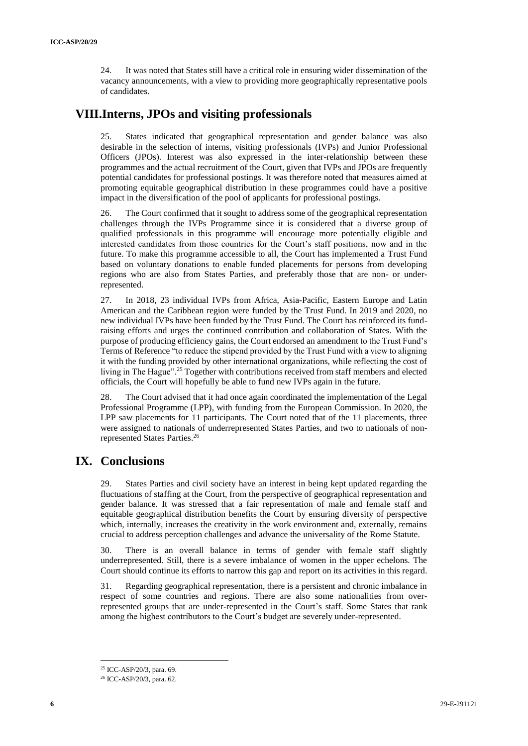24. It was noted that States still have a critical role in ensuring wider dissemination of the vacancy announcements, with a view to providing more geographically representative pools of candidates.

## VIII. Interns, JPOs and visiting professionals

25. States indicated that geographical representation and gender balance was also desirable in the selection of interns, visiting professionals (IVPs) and Junior Professional Officers (JPOs). Interest was also expressed in the inter-relationship between these programmes and the actual recruitment of the Court, given that IVPs and JPOs are frequently potential candidates for professional postings. It was therefore noted that measures aimed at promoting equitable geographical distribution in these programmes could have a positive impact in the diversification of the pool of applicants for professional postings.

26. The Court confirmed that it sought to address some of the geographical representation challenges through the IVPs Programme since it is considered that a diverse group of qualified professionals in this programme will encourage more potentially eligible and interested candidates from those countries for the Court's staff positions, now and in the future. To make this programme accessible to all, the Court has implemented a Trust Fund based on voluntary donations to enable funded placements for persons from developing regions who are also from States Parties, and preferably those that are non- or under-represented.

27. In 2018, 23 individual IVPs from Africa, Asia-Pacific, Eastern Europe and Latin American and the Caribbean region were funded by the Trust Fund. In 2019 and 2020, no new individual IVPs have been funded by the Trust Fund. The Court has reinforced its fund-raising efforts and urges the continued contribution and collaboration of States. With the purpose of producing efficiency gains, the Court endorsed an amendment to the Trust Fund's Terms of Reference "to reduce the stipend provided by the Trust Fund with a view to aligning it with the funding provided by other international organizations, while reflecting the cost of living in The Hague".[25] Together with contributions received from staff members and elected officials, the Court will hopefully be able to fund new IVPs again in the future.

28. The Court advised that it had once again coordinated the implementation of the Legal Professional Programme (LPP), with funding from the European Commission. In 2020, the LPP saw placements for 11 participants. The Court noted that of the 11 placements, three were assigned to nationals of underrepresented States Parties, and two to nationals of non-represented States Parties.[26]

## IX. Conclusions

29. States Parties and civil society have an interest in being kept updated regarding the fluctuations of staffing at the Court, from the perspective of geographical representation and gender balance. It was stressed that a fair representation of male and female staff and equitable geographical distribution benefits the Court by ensuring diversity of perspective which, internally, increases the creativity in the work environment and, externally, remains crucial to address perception challenges and advance the universality of the Rome Statute.

30. There is an overall balance in terms of gender with female staff slightly underrepresented. Still, there is a severe imbalance of women in the upper echelons. The Court should continue its efforts to narrow this gap and report on its activities in this regard.

31. Regarding geographical representation, there is a persistent and chronic imbalance in respect of some countries and regions. There are also some nationalities from over-represented groups that are under-represented in the Court's staff. Some States that rank among the highest contributors to the Court's budget are severely under-represented.

---

[25] ICC-ASP/20/3, para. 69.

[26] ICC-ASP/20/3, para. 62.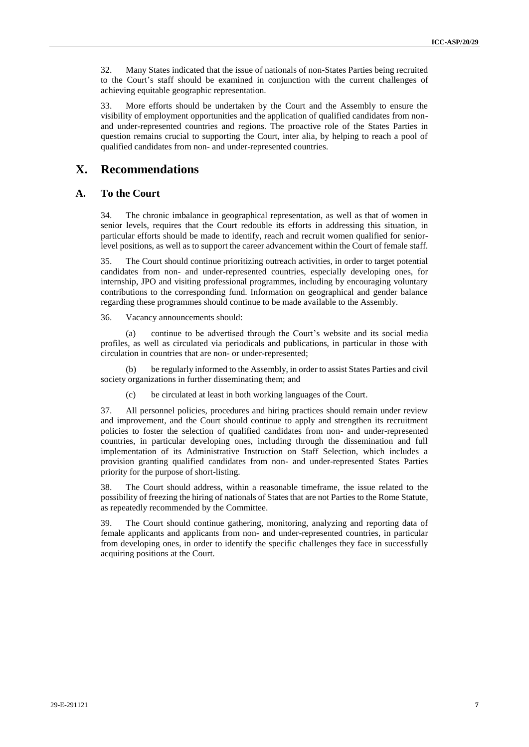32. Many States indicated that the issue of nationals of non-States Parties being recruited to the Court's staff should be examined in conjunction with the current challenges of achieving equitable geographic representation.

33. More efforts should be undertaken by the Court and the Assembly to ensure the visibility of employment opportunities and the application of qualified candidates from non- and under-represented countries and regions. The proactive role of the States Parties in question remains crucial to supporting the Court, inter alia, by helping to reach a pool of qualified candidates from non- and under-represented countries.

# X. Recommendations

## A. To the Court

34. The chronic imbalance in geographical representation, as well as that of women in senior levels, requires that the Court redouble its efforts in addressing this situation, in particular efforts should be made to identify, reach and recruit women qualified for senior-level positions, as well as to support the career advancement within the Court of female staff.

35. The Court should continue prioritizing outreach activities, in order to target potential candidates from non- and under-represented countries, especially developing ones, for internship, JPO and visiting professional programmes, including by encouraging voluntary contributions to the corresponding fund. Information on geographical and gender balance regarding these programmes should continue to be made available to the Assembly.

36. Vacancy announcements should:

(a) continue to be advertised through the Court's website and its social media profiles, as well as circulated via periodicals and publications, in particular in those with circulation in countries that are non- or under-represented;

(b) be regularly informed to the Assembly, in order to assist States Parties and civil society organizations in further disseminating them; and

(c) be circulated at least in both working languages of the Court.

37. All personnel policies, procedures and hiring practices should remain under review and improvement, and the Court should continue to apply and strengthen its recruitment policies to foster the selection of qualified candidates from non- and under-represented countries, in particular developing ones, including through the dissemination and full implementation of its Administrative Instruction on Staff Selection, which includes a provision granting qualified candidates from non- and under-represented States Parties priority for the purpose of short-listing.

38. The Court should address, within a reasonable timeframe, the issue related to the possibility of freezing the hiring of nationals of States that are not Parties to the Rome Statute, as repeatedly recommended by the Committee.

39. The Court should continue gathering, monitoring, analyzing and reporting data of female applicants and applicants from non- and under-represented countries, in particular from developing ones, in order to identify the specific challenges they face in successfully acquiring positions at the Court.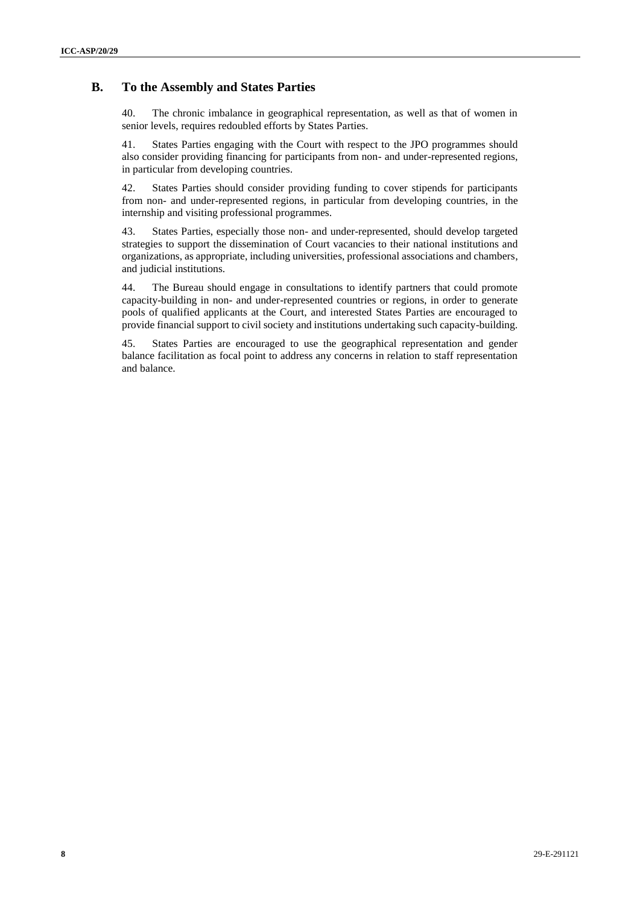## B. To the Assembly and States Parties

40. The chronic imbalance in geographical representation, as well as that of women in senior levels, requires redoubled efforts by States Parties.

41. States Parties engaging with the Court with respect to the JPO programmes should also consider providing financing for participants from non- and under-represented regions, in particular from developing countries.

42. States Parties should consider providing funding to cover stipends for participants from non- and under-represented regions, in particular from developing countries, in the internship and visiting professional programmes.

43. States Parties, especially those non- and under-represented, should develop targeted strategies to support the dissemination of Court vacancies to their national institutions and organizations, as appropriate, including universities, professional associations and chambers, and judicial institutions.

44. The Bureau should engage in consultations to identify partners that could promote capacity-building in non- and under-represented countries or regions, in order to generate pools of qualified applicants at the Court, and interested States Parties are encouraged to provide financial support to civil society and institutions undertaking such capacity-building.

45. States Parties are encouraged to use the geographical representation and gender balance facilitation as focal point to address any concerns in relation to staff representation and balance.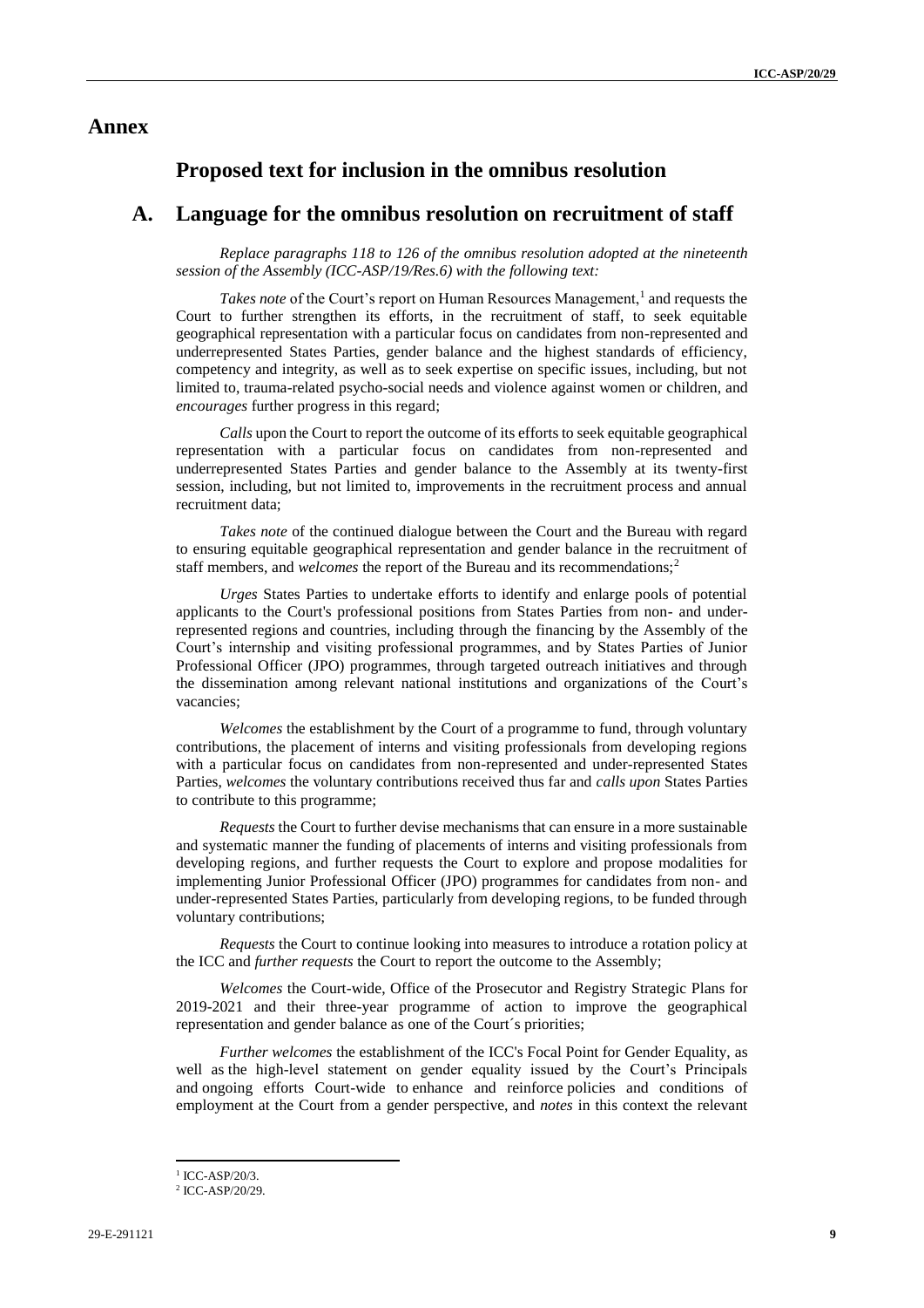# Annex

## Proposed text for inclusion in the omnibus resolution

## A. Language for the omnibus resolution on recruitment of staff

*Replace paragraphs 118 to 126 of the omnibus resolution adopted at the nineteenth session of the Assembly (ICC-ASP/19/Res.6) with the following text:*

*Takes note* of the Court's report on Human Resources Management,[1] and requests the Court to further strengthen its efforts, in the recruitment of staff, to seek equitable geographical representation with a particular focus on candidates from non-represented and underrepresented States Parties, gender balance and the highest standards of efficiency, competency and integrity, as well as to seek expertise on specific issues, including, but not limited to, trauma-related psycho-social needs and violence against women or children, and *encourages* further progress in this regard;

*Calls* upon the Court to report the outcome of its efforts to seek equitable geographical representation with a particular focus on candidates from non-represented and underrepresented States Parties and gender balance to the Assembly at its twenty-first session, including, but not limited to, improvements in the recruitment process and annual recruitment data;

*Takes note* of the continued dialogue between the Court and the Bureau with regard to ensuring equitable geographical representation and gender balance in the recruitment of staff members, and *welcomes* the report of the Bureau and its recommendations;[2]

*Urges* States Parties to undertake efforts to identify and enlarge pools of potential applicants to the Court's professional positions from States Parties from non- and under-represented regions and countries, including through the financing by the Assembly of the Court's internship and visiting professional programmes, and by States Parties of Junior Professional Officer (JPO) programmes, through targeted outreach initiatives and through the dissemination among relevant national institutions and organizations of the Court's vacancies;

*Welcomes* the establishment by the Court of a programme to fund, through voluntary contributions, the placement of interns and visiting professionals from developing regions with a particular focus on candidates from non-represented and under-represented States Parties, *welcomes* the voluntary contributions received thus far and *calls upon* States Parties to contribute to this programme;

*Requests* the Court to further devise mechanisms that can ensure in a more sustainable and systematic manner the funding of placements of interns and visiting professionals from developing regions, and further requests the Court to explore and propose modalities for implementing Junior Professional Officer (JPO) programmes for candidates from non- and under-represented States Parties, particularly from developing regions, to be funded through voluntary contributions;

*Requests* the Court to continue looking into measures to introduce a rotation policy at the ICC and *further requests* the Court to report the outcome to the Assembly;

*Welcomes* the Court-wide, Office of the Prosecutor and Registry Strategic Plans for 2019-2021 and their three-year programme of action to improve the geographical representation and gender balance as one of the Court´s priorities;

*Further welcomes* the establishment of the ICC's Focal Point for Gender Equality, as well as the high-level statement on gender equality issued by the Court's Principals and ongoing efforts Court-wide to enhance and reinforce policies and conditions of employment at the Court from a gender perspective, and *notes* in this context the relevant

[1] ICC-ASP/20/3.

[2] ICC-ASP/20/29.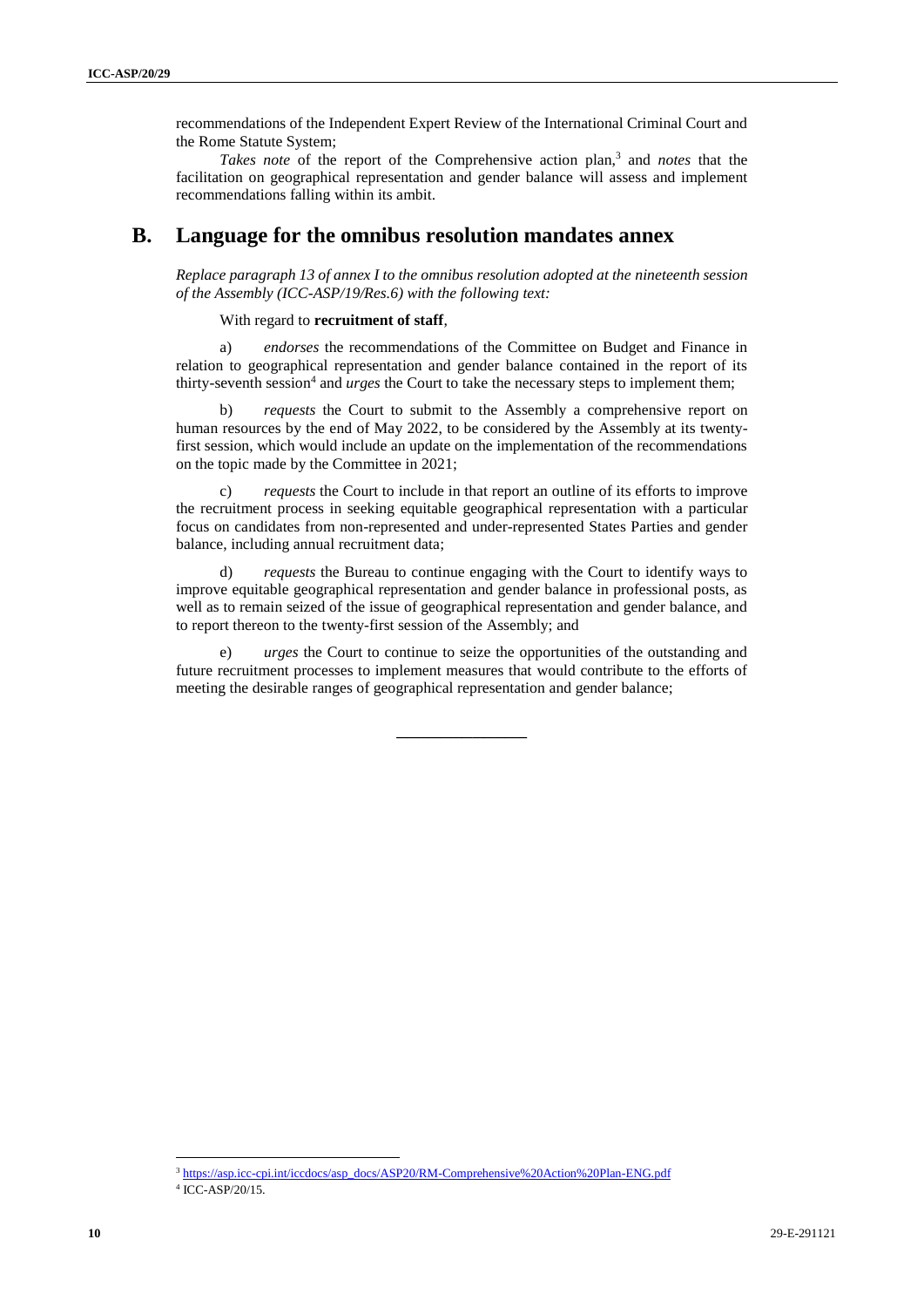recommendations of the Independent Expert Review of the International Criminal Court and the Rome Statute System;

*Takes note* of the report of the Comprehensive action plan,[3] and *notes* that the facilitation on geographical representation and gender balance will assess and implement recommendations falling within its ambit.

## B. Language for the omnibus resolution mandates annex

*Replace paragraph 13 of annex I to the omnibus resolution adopted at the nineteenth session of the Assembly (ICC-ASP/19/Res.6) with the following text:*

With regard to **recruitment of staff**,

a) *endorses* the recommendations of the Committee on Budget and Finance in relation to geographical representation and gender balance contained in the report of its thirty-seventh session[4] and *urges* the Court to take the necessary steps to implement them;

b) *requests* the Court to submit to the Assembly a comprehensive report on human resources by the end of May 2022, to be considered by the Assembly at its twenty-first session, which would include an update on the implementation of the recommendations on the topic made by the Committee in 2021;

c) *requests* the Court to include in that report an outline of its efforts to improve the recruitment process in seeking equitable geographical representation with a particular focus on candidates from non-represented and under-represented States Parties and gender balance, including annual recruitment data;

d) *requests* the Bureau to continue engaging with the Court to identify ways to improve equitable geographical representation and gender balance in professional posts, as well as to remain seized of the issue of geographical representation and gender balance, and to report thereon to the twenty-first session of the Assembly; and

e) *urges* the Court to continue to seize the opportunities of the outstanding and future recruitment processes to implement measures that would contribute to the efforts of meeting the desirable ranges of geographical representation and gender balance;

---

[3] https://asp.icc-cpi.int/iccdocs/asp_docs/ASP20/RM-Comprehensive%20Action%20Plan-ENG.pdf

[4] ICC-ASP/20/15.